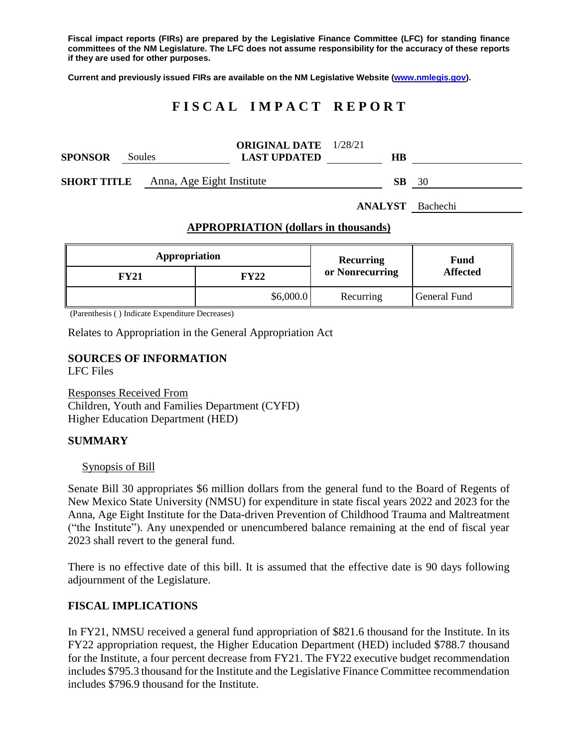**Fiscal impact reports (FIRs) are prepared by the Legislative Finance Committee (LFC) for standing finance committees of the NM Legislature. The LFC does not assume responsibility for the accuracy of these reports if they are used for other purposes.**

**Current and previously issued FIRs are available on the NM Legislative Website (www.nmlegis.gov).**

# FISCAL IMPACT REPORT

**SPONSOR** Soules **ORIGINAL DATE** 1/28/21 **LAST UPDATED** **HB**

**SHORT TITLE** Anna, Age Eight Institute **SB** 30

**ANALYST** Bachechi

## APPROPRIATION (dollars in thousands)

| Appropriation | | Recurring or Nonrecurring | Fund Affected |
|---|---|---|---|
| FY21 | FY22 | | |
| | $6,000.0 | Recurring | General Fund |

(Parenthesis ( ) Indicate Expenditure Decreases)

Relates to Appropriation in the General Appropriation Act

**SOURCES OF INFORMATION**
LFC Files

Responses Received From
Children, Youth and Families Department (CYFD)
Higher Education Department (HED)

**SUMMARY**

Synopsis of Bill

Senate Bill 30 appropriates $6 million dollars from the general fund to the Board of Regents of New Mexico State University (NMSU) for expenditure in state fiscal years 2022 and 2023 for the Anna, Age Eight Institute for the Data-driven Prevention of Childhood Trauma and Maltreatment ("the Institute"). Any unexpended or unencumbered balance remaining at the end of fiscal year 2023 shall revert to the general fund.

There is no effective date of this bill. It is assumed that the effective date is 90 days following adjournment of the Legislature.

**FISCAL IMPLICATIONS**

In FY21, NMSU received a general fund appropriation of $821.6 thousand for the Institute. In its FY22 appropriation request, the Higher Education Department (HED) included $788.7 thousand for the Institute, a four percent decrease from FY21. The FY22 executive budget recommendation includes $795.3 thousand for the Institute and the Legislative Finance Committee recommendation includes $796.9 thousand for the Institute.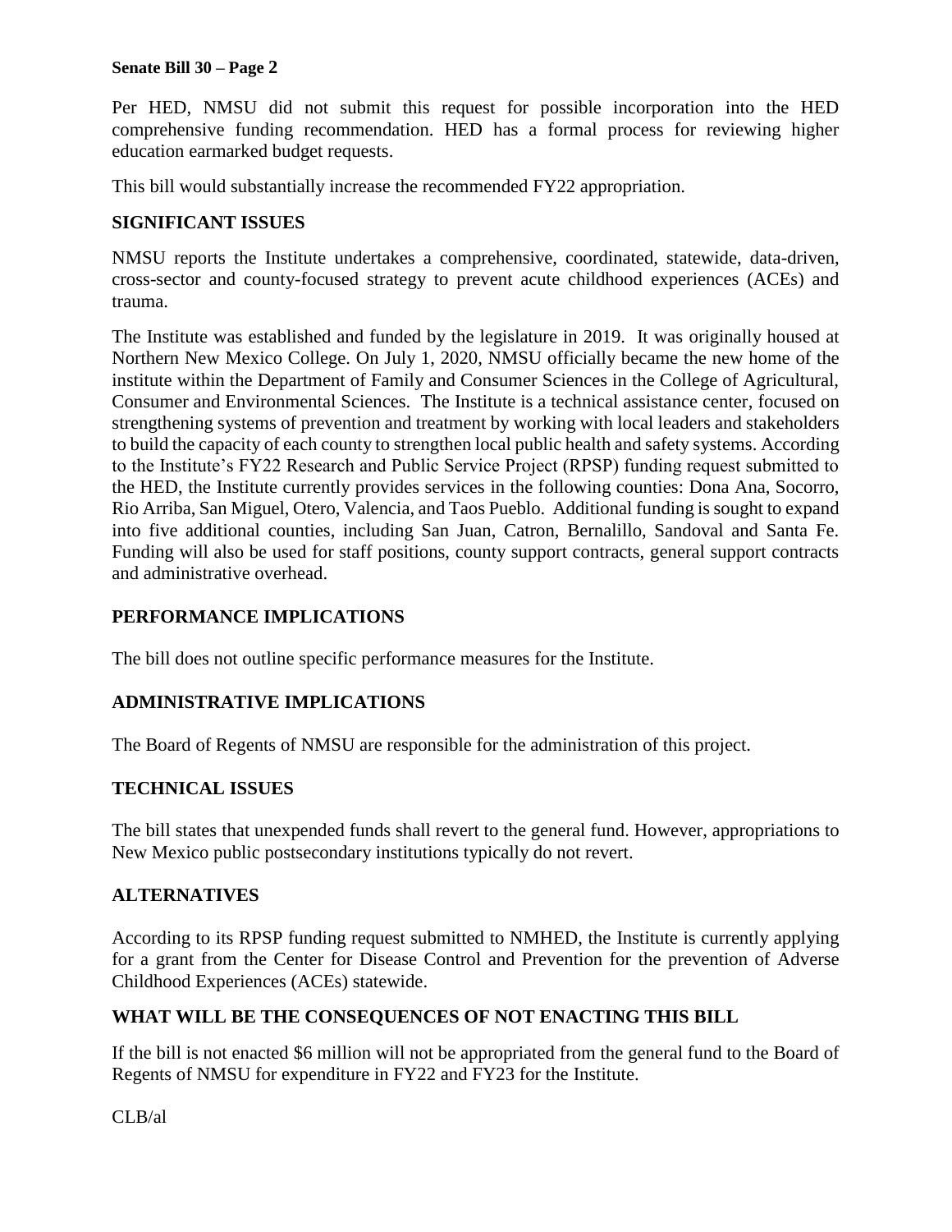Per HED, NMSU did not submit this request for possible incorporation into the HED comprehensive funding recommendation. HED has a formal process for reviewing higher education earmarked budget requests.

This bill would substantially increase the recommended FY22 appropriation.

## SIGNIFICANT ISSUES

NMSU reports the Institute undertakes a comprehensive, coordinated, statewide, data-driven, cross-sector and county-focused strategy to prevent acute childhood experiences (ACEs) and trauma.

The Institute was established and funded by the legislature in 2019. It was originally housed at Northern New Mexico College. On July 1, 2020, NMSU officially became the new home of the institute within the Department of Family and Consumer Sciences in the College of Agricultural, Consumer and Environmental Sciences. The Institute is a technical assistance center, focused on strengthening systems of prevention and treatment by working with local leaders and stakeholders to build the capacity of each county to strengthen local public health and safety systems. According to the Institute's FY22 Research and Public Service Project (RPSP) funding request submitted to the HED, the Institute currently provides services in the following counties: Dona Ana, Socorro, Rio Arriba, San Miguel, Otero, Valencia, and Taos Pueblo. Additional funding is sought to expand into five additional counties, including San Juan, Catron, Bernalillo, Sandoval and Santa Fe. Funding will also be used for staff positions, county support contracts, general support contracts and administrative overhead.

## PERFORMANCE IMPLICATIONS

The bill does not outline specific performance measures for the Institute.

## ADMINISTRATIVE IMPLICATIONS

The Board of Regents of NMSU are responsible for the administration of this project.

## TECHNICAL ISSUES

The bill states that unexpended funds shall revert to the general fund. However, appropriations to New Mexico public postsecondary institutions typically do not revert.

## ALTERNATIVES

According to its RPSP funding request submitted to NMHED, the Institute is currently applying for a grant from the Center for Disease Control and Prevention for the prevention of Adverse Childhood Experiences (ACEs) statewide.

## WHAT WILL BE THE CONSEQUENCES OF NOT ENACTING THIS BILL

If the bill is not enacted $6 million will not be appropriated from the general fund to the Board of Regents of NMSU for expenditure in FY22 and FY23 for the Institute.

CLB/al